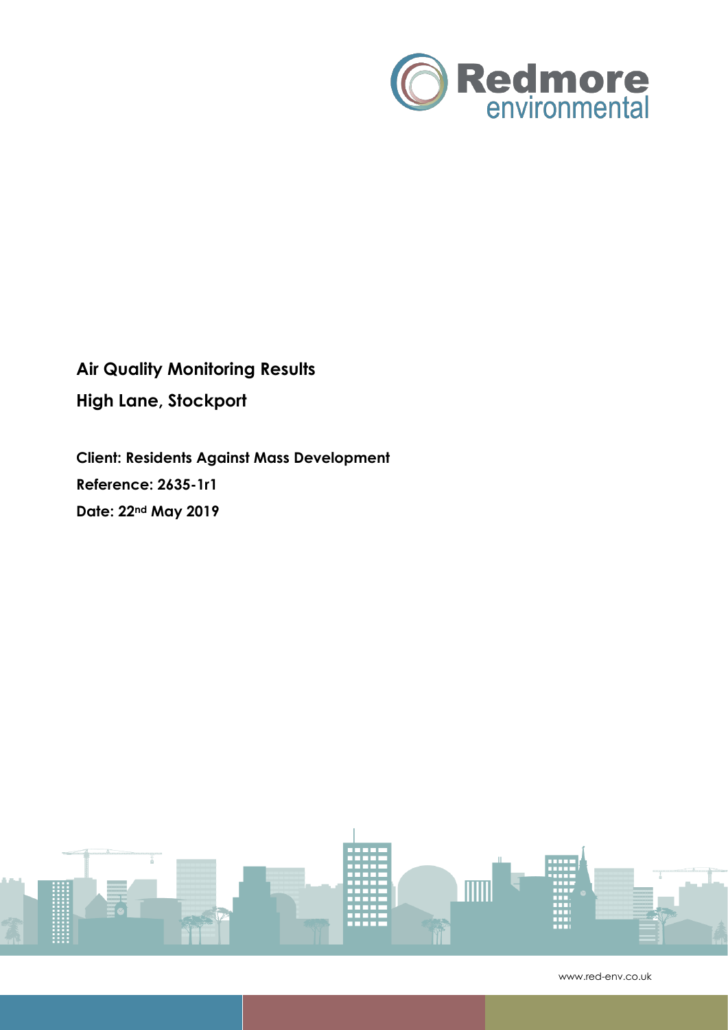# Air Quality Monitoring Results

# High Lane, Stockport

**Client: Residents Against Mass Development**

**Reference: 2635-1r1**

**Date: 22nd May 2019**

www.red-env.co.uk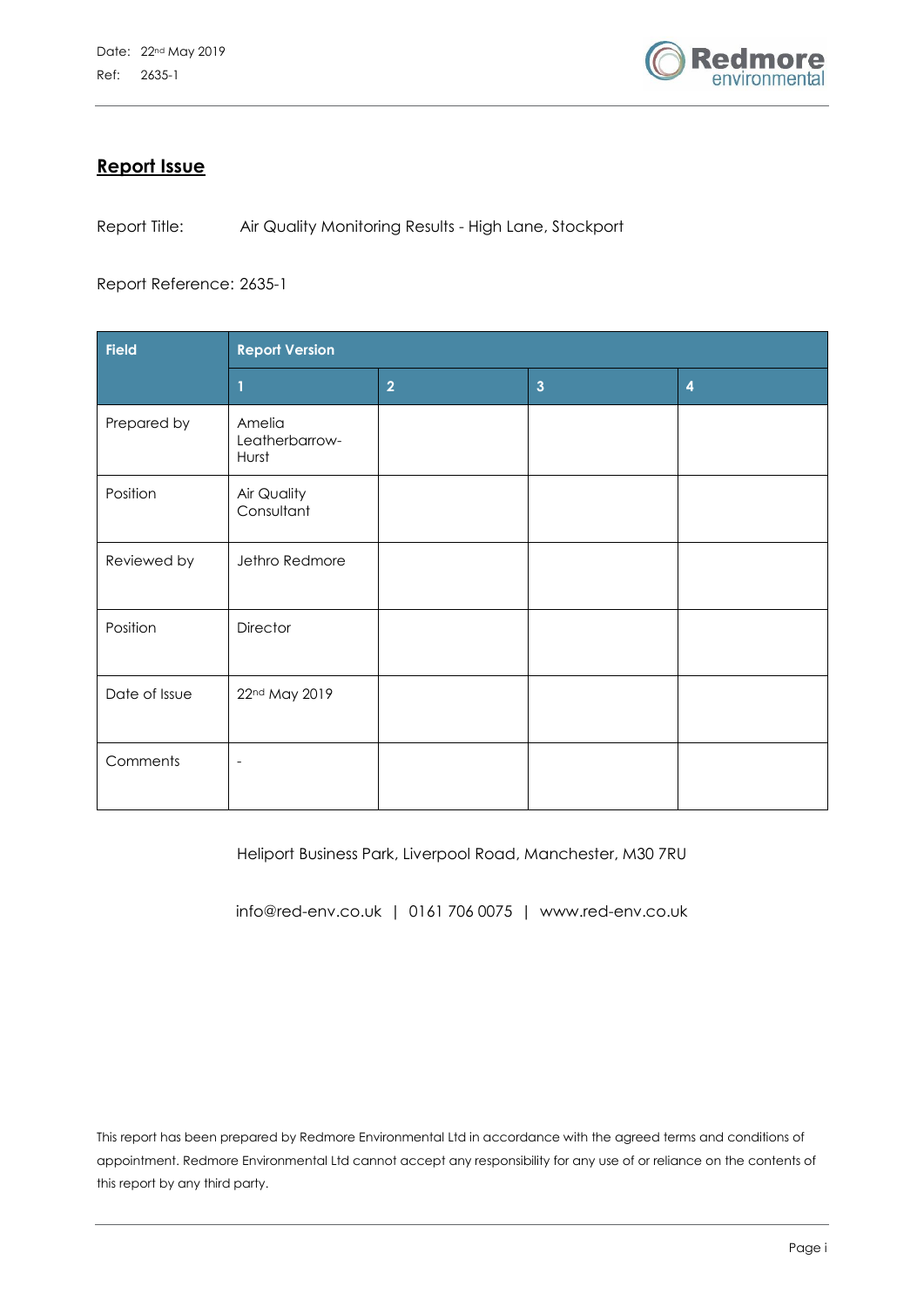## Report Issue

Report Title: Air Quality Monitoring Results - High Lane, Stockport

Report Reference: 2635-1

| Field | Report Version | | | |
|---|---|---|---|---|
| | 1 | 2 | 3 | 4 |
| Prepared by | Amelia Leatherbarrow-Hurst | | | |
| Position | Air Quality Consultant | | | |
| Reviewed by | Jethro Redmore | | | |
| Position | Director | | | |
| Date of Issue | 22nd May 2019 | | | |
| Comments | - | | | |

Heliport Business Park, Liverpool Road, Manchester, M30 7RU

info@red-env.co.uk | 0161 706 0075 | www.red-env.co.uk

This report has been prepared by Redmore Environmental Ltd in accordance with the agreed terms and conditions of appointment. Redmore Environmental Ltd cannot accept any responsibility for any use of or reliance on the contents of this report by any third party.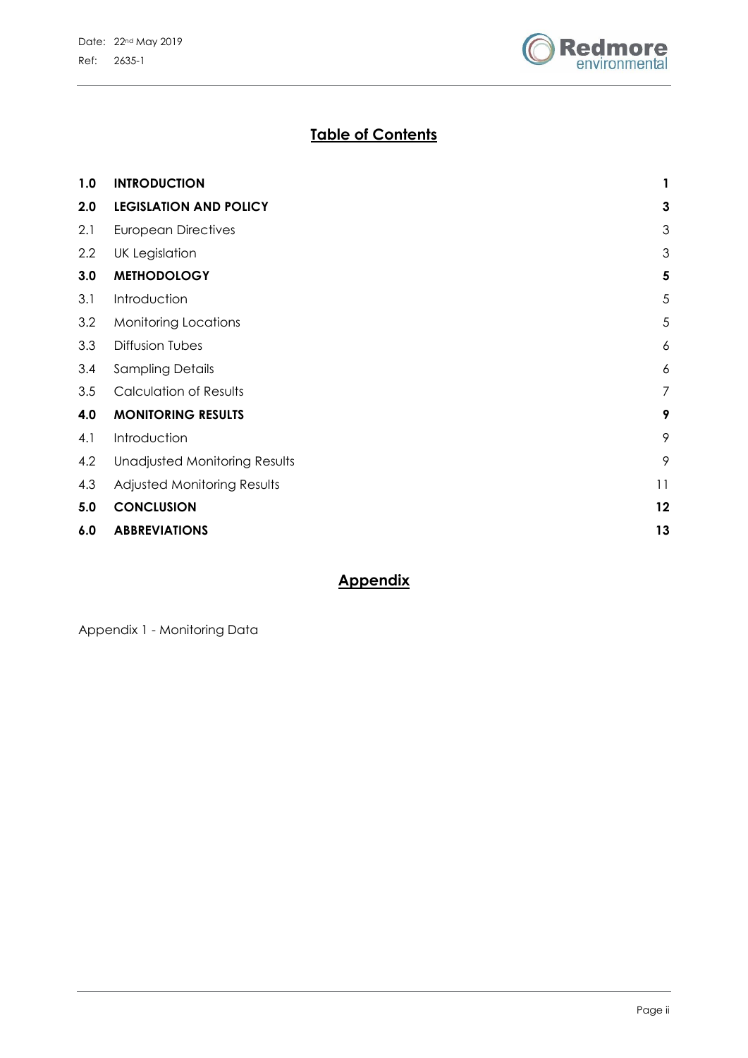# Table of Contents

| | | |
|---|---|---|
| **1.0** | **INTRODUCTION** | **1** |
| **2.0** | **LEGISLATION AND POLICY** | **3** |
| 2.1 | European Directives | 3 |
| 2.2 | UK Legislation | 3 |
| **3.0** | **METHODOLOGY** | **5** |
| 3.1 | Introduction | 5 |
| 3.2 | Monitoring Locations | 5 |
| 3.3 | Diffusion Tubes | 6 |
| 3.4 | Sampling Details | 6 |
| 3.5 | Calculation of Results | 7 |
| **4.0** | **MONITORING RESULTS** | **9** |
| 4.1 | Introduction | 9 |
| 4.2 | Unadjusted Monitoring Results | 9 |
| 4.3 | Adjusted Monitoring Results | 11 |
| **5.0** | **CONCLUSION** | **12** |
| **6.0** | **ABBREVIATIONS** | **13** |

# Appendix

Appendix 1 - Monitoring Data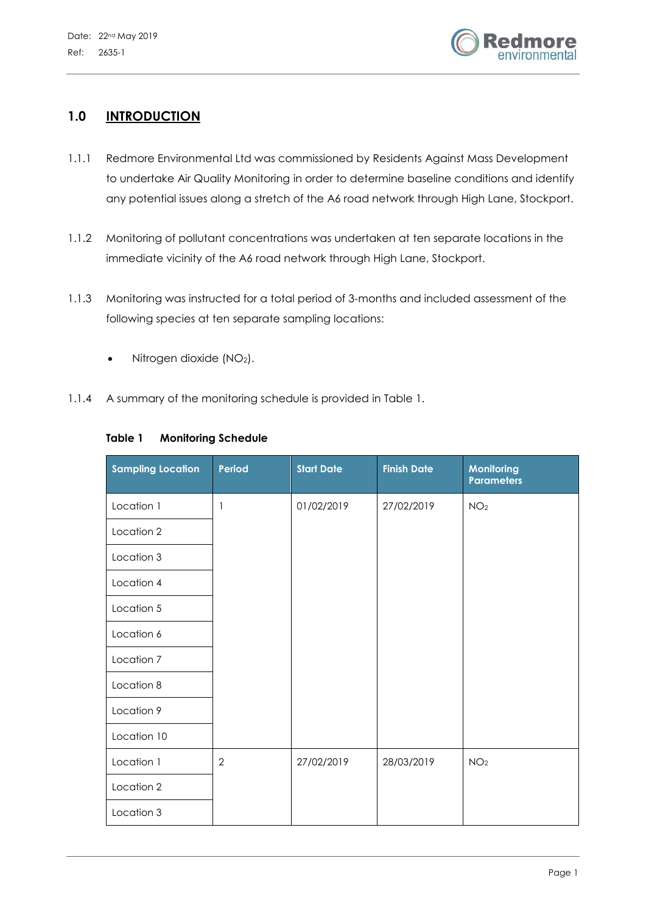## 1.0 INTRODUCTION

1.1.1 Redmore Environmental Ltd was commissioned by Residents Against Mass Development to undertake Air Quality Monitoring in order to determine baseline conditions and identify any potential issues along a stretch of the A6 road network through High Lane, Stockport.

1.1.2 Monitoring of pollutant concentrations was undertaken at ten separate locations in the immediate vicinity of the A6 road network through High Lane, Stockport.

1.1.3 Monitoring was instructed for a total period of 3-months and included assessment of the following species at ten separate sampling locations:

- Nitrogen dioxide ($NO_2$).

1.1.4 A summary of the monitoring schedule is provided in Table 1.

**Table 1 Monitoring Schedule**

| Sampling Location | Period | Start Date | Finish Date | Monitoring Parameters |
|---|---|---|---|---|
| Location 1 | 1 | 01/02/2019 | 27/02/2019 | $NO_2$ |
| Location 2 | | | | |
| Location 3 | | | | |
| Location 4 | | | | |
| Location 5 | | | | |
| Location 6 | | | | |
| Location 7 | | | | |
| Location 8 | | | | |
| Location 9 | | | | |
| Location 10 | | | | |
| Location 1 | 2 | 27/02/2019 | 28/03/2019 | $NO_2$ |
| Location 2 | | | | |
| Location 3 | | | | |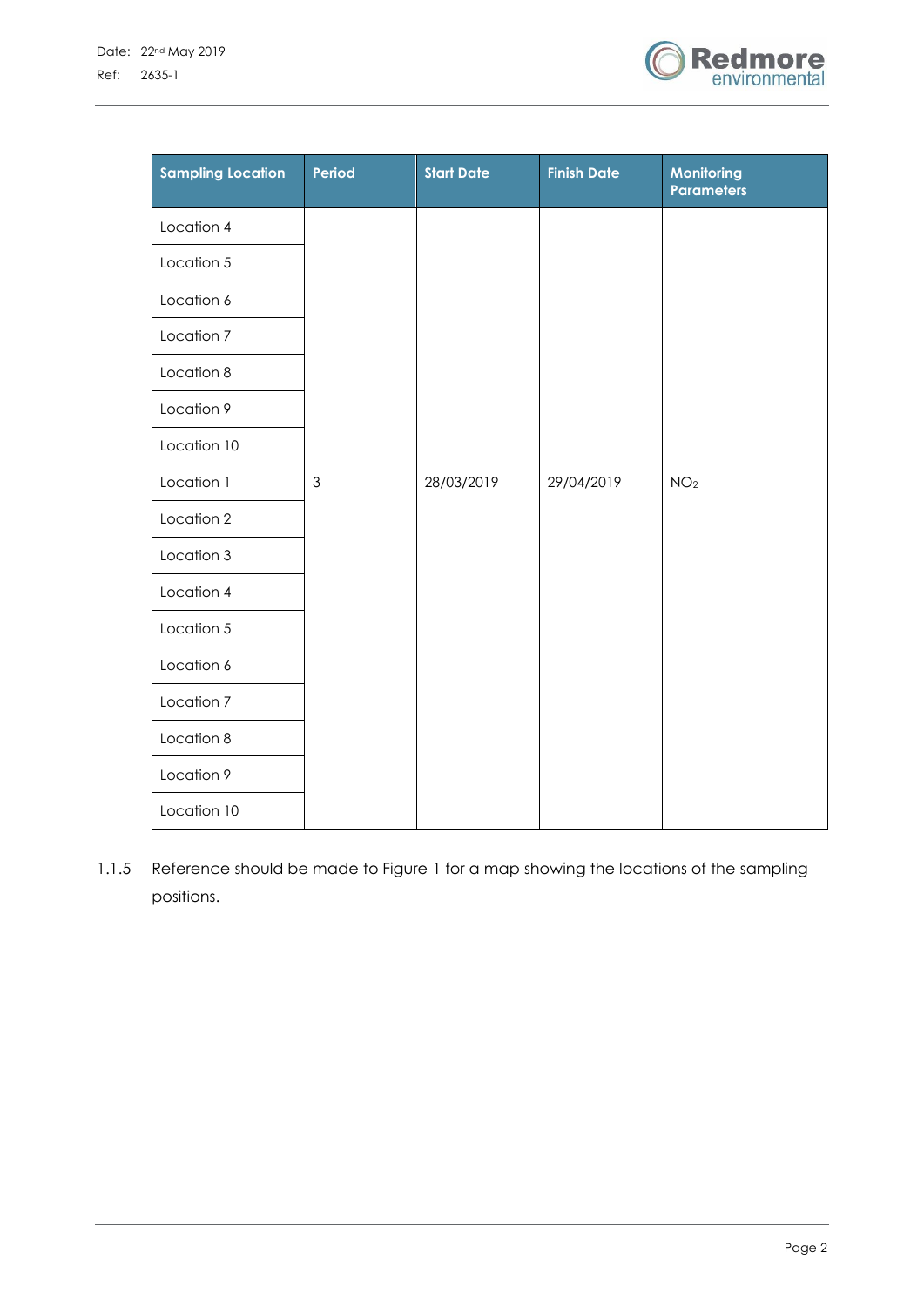| Sampling Location | Period | Start Date | Finish Date | Monitoring Parameters |
| --- | --- | --- | --- | --- |
| Location 4 | | | | |
| Location 5 | | | | |
| Location 6 | | | | |
| Location 7 | | | | |
| Location 8 | | | | |
| Location 9 | | | | |
| Location 10 | | | | |
| Location 1 | 3 | 28/03/2019 | 29/04/2019 | $NO_2$ |
| Location 2 | | | | |
| Location 3 | | | | |
| Location 4 | | | | |
| Location 5 | | | | |
| Location 6 | | | | |
| Location 7 | | | | |
| Location 8 | | | | |
| Location 9 | | | | |
| Location 10 | | | | |

1.1.5 Reference should be made to Figure 1 for a map showing the locations of the sampling positions.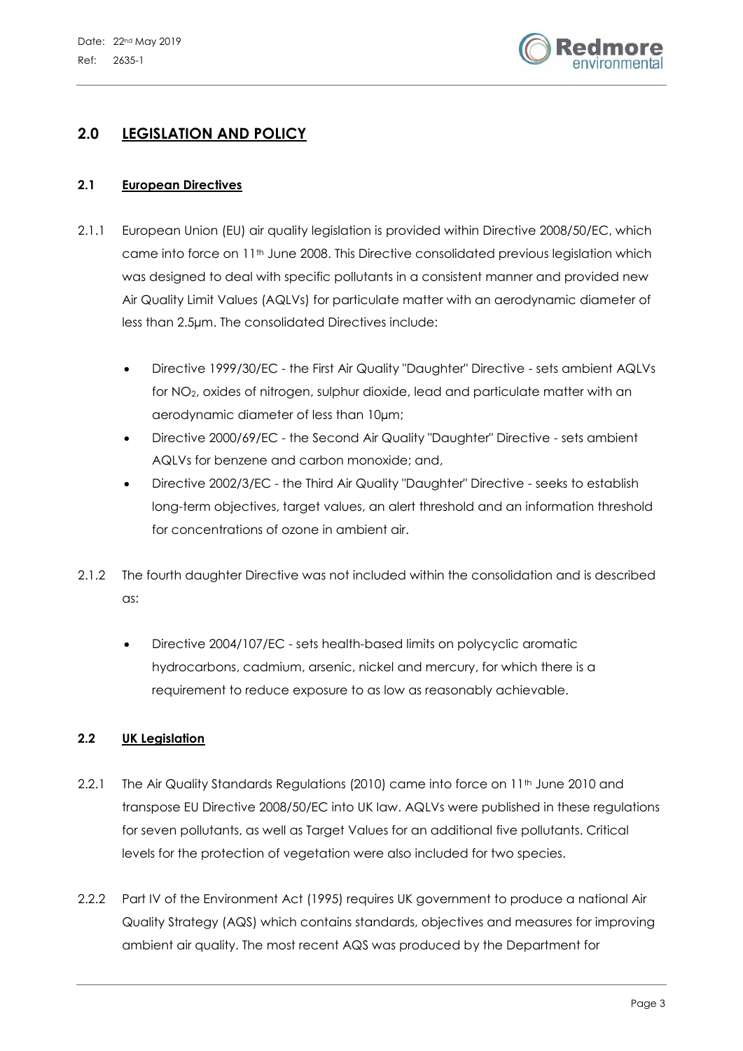## 2.0 LEGISLATION AND POLICY

### 2.1 European Directives

2.1.1 European Union (EU) air quality legislation is provided within Directive 2008/50/EC, which came into force on 11th June 2008. This Directive consolidated previous legislation which was designed to deal with specific pollutants in a consistent manner and provided new Air Quality Limit Values (AQLVs) for particulate matter with an aerodynamic diameter of less than 2.5μm. The consolidated Directives include:

- Directive 1999/30/EC - the First Air Quality "Daughter" Directive - sets ambient AQLVs for $NO_2$, oxides of nitrogen, sulphur dioxide, lead and particulate matter with an aerodynamic diameter of less than 10μm;
- Directive 2000/69/EC - the Second Air Quality "Daughter" Directive - sets ambient AQLVs for benzene and carbon monoxide; and,
- Directive 2002/3/EC - the Third Air Quality "Daughter" Directive - seeks to establish long-term objectives, target values, an alert threshold and an information threshold for concentrations of ozone in ambient air.

2.1.2 The fourth daughter Directive was not included within the consolidation and is described as:

- Directive 2004/107/EC - sets health-based limits on polycyclic aromatic hydrocarbons, cadmium, arsenic, nickel and mercury, for which there is a requirement to reduce exposure to as low as reasonably achievable.

### 2.2 UK Legislation

2.2.1 The Air Quality Standards Regulations (2010) came into force on 11th June 2010 and transpose EU Directive 2008/50/EC into UK law. AQLVs were published in these regulations for seven pollutants, as well as Target Values for an additional five pollutants. Critical levels for the protection of vegetation were also included for two species.

2.2.2 Part IV of the Environment Act (1995) requires UK government to produce a national Air Quality Strategy (AQS) which contains standards, objectives and measures for improving ambient air quality. The most recent AQS was produced by the Department for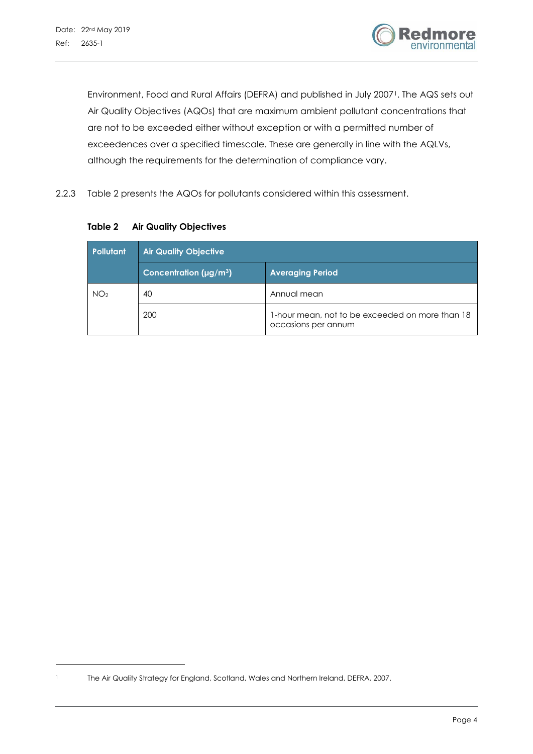Environment, Food and Rural Affairs (DEFRA) and published in July 2007[1]. The AQS sets out Air Quality Objectives (AQOs) that are maximum ambient pollutant concentrations that are not to be exceeded either without exception or with a permitted number of exceedences over a specified timescale. These are generally in line with the AQLVs, although the requirements for the determination of compliance vary.

2.2.3 Table 2 presents the AQOs for pollutants considered within this assessment.

**Table 2 Air Quality Objectives**

| Pollutant | Air Quality Objective | |
|---|---|---|
| | Concentration (μg/m$^3$) | Averaging Period |
| $NO_2$ | 40 | Annual mean |
| | 200 | 1-hour mean, not to be exceeded on more than 18 occasions per annum |

[1] The Air Quality Strategy for England, Scotland, Wales and Northern Ireland, DEFRA, 2007.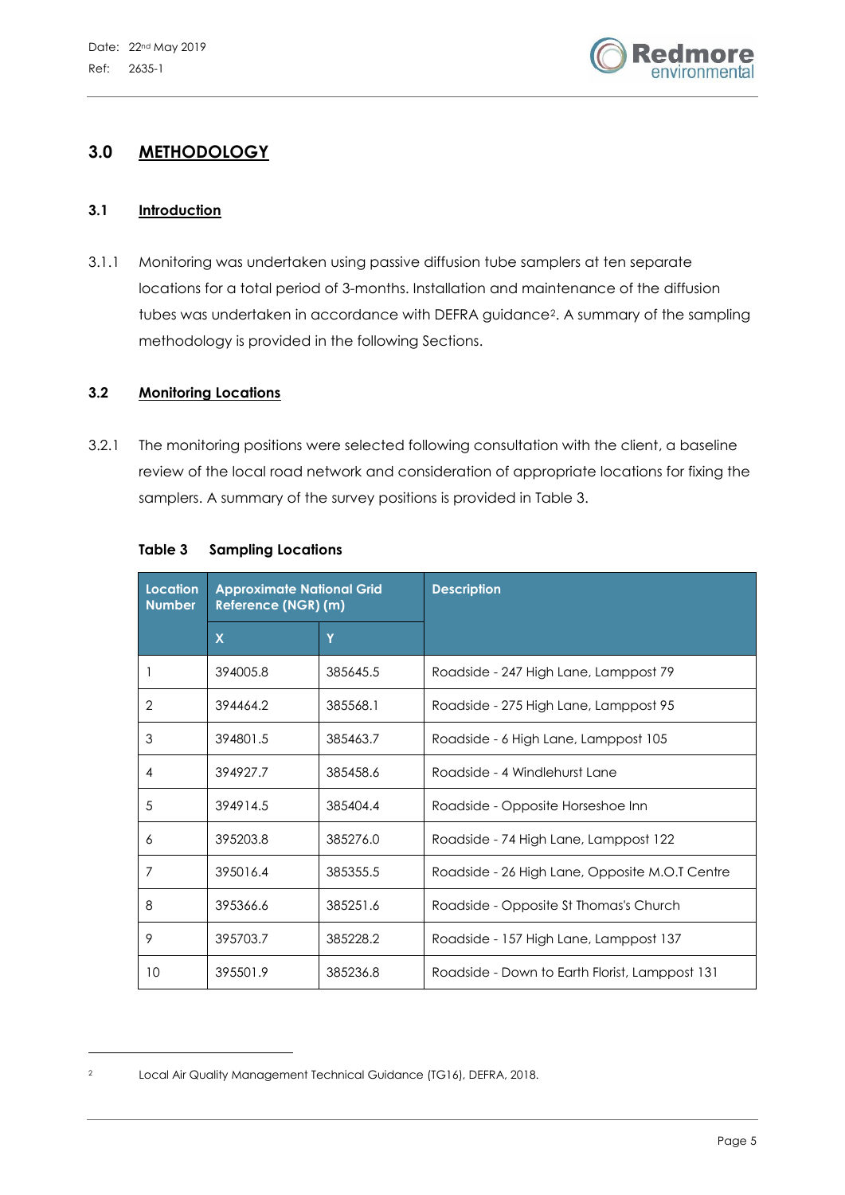## 3.0 METHODOLOGY

### 3.1 Introduction

3.1.1 Monitoring was undertaken using passive diffusion tube samplers at ten separate locations for a total period of 3-months. Installation and maintenance of the diffusion tubes was undertaken in accordance with DEFRA guidance[2]. A summary of the sampling methodology is provided in the following Sections.

### 3.2 Monitoring Locations

3.2.1 The monitoring positions were selected following consultation with the client, a baseline review of the local road network and consideration of appropriate locations for fixing the samplers. A summary of the survey positions is provided in Table 3.

**Table 3 Sampling Locations**

| Location Number | Approximate National Grid Reference (NGR) (m) | | Description |
|---|---|---|---|
| | X | Y | |
| 1 | 394005.8 | 385645.5 | Roadside - 247 High Lane, Lamppost 79 |
| 2 | 394464.2 | 385568.1 | Roadside - 275 High Lane, Lamppost 95 |
| 3 | 394801.5 | 385463.7 | Roadside - 6 High Lane, Lamppost 105 |
| 4 | 394927.7 | 385458.6 | Roadside - 4 Windlehurst Lane |
| 5 | 394914.5 | 385404.4 | Roadside - Opposite Horseshoe Inn |
| 6 | 395203.8 | 385276.0 | Roadside - 74 High Lane, Lamppost 122 |
| 7 | 395016.4 | 385355.5 | Roadside - 26 High Lane, Opposite M.O.T Centre |
| 8 | 395366.6 | 385251.6 | Roadside - Opposite St Thomas's Church |
| 9 | 395703.7 | 385228.2 | Roadside - 157 High Lane, Lamppost 137 |
| 10 | 395501.9 | 385236.8 | Roadside - Down to Earth Florist, Lamppost 131 |

[2] Local Air Quality Management Technical Guidance (TG16), DEFRA, 2018.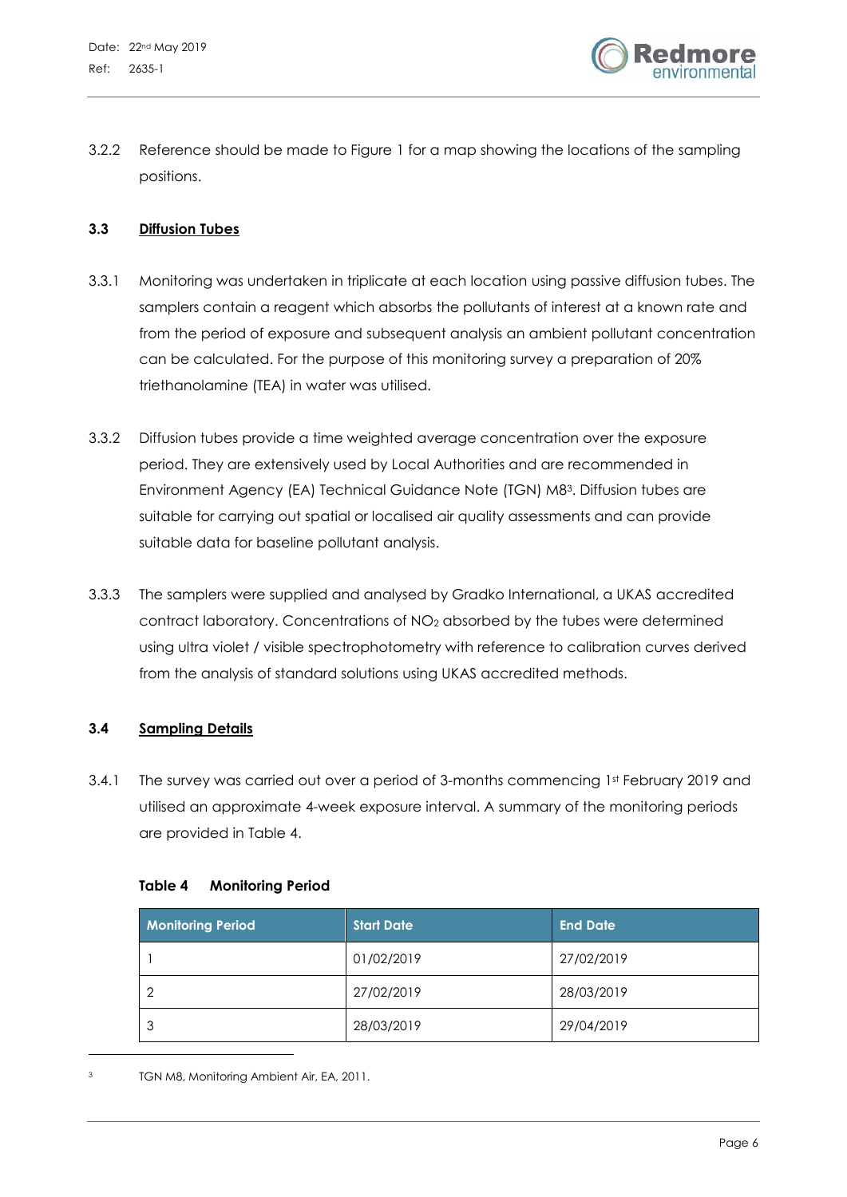3.2.2 Reference should be made to Figure 1 for a map showing the locations of the sampling positions.

### 3.3 Diffusion Tubes

3.3.1 Monitoring was undertaken in triplicate at each location using passive diffusion tubes. The samplers contain a reagent which absorbs the pollutants of interest at a known rate and from the period of exposure and subsequent analysis an ambient pollutant concentration can be calculated. For the purpose of this monitoring survey a preparation of 20% triethanolamine (TEA) in water was utilised.

3.3.2 Diffusion tubes provide a time weighted average concentration over the exposure period. They are extensively used by Local Authorities and are recommended in Environment Agency (EA) Technical Guidance Note (TGN) M8[3]. Diffusion tubes are suitable for carrying out spatial or localised air quality assessments and can provide suitable data for baseline pollutant analysis.

3.3.3 The samplers were supplied and analysed by Gradko International, a UKAS accredited contract laboratory. Concentrations of $NO_2$ absorbed by the tubes were determined using ultra violet / visible spectrophotometry with reference to calibration curves derived from the analysis of standard solutions using UKAS accredited methods.

### 3.4 Sampling Details

3.4.1 The survey was carried out over a period of 3-months commencing 1st February 2019 and utilised an approximate 4-week exposure interval. A summary of the monitoring periods are provided in Table 4.

**Table 4 Monitoring Period**

| Monitoring Period | Start Date | End Date |
|---|---|---|
| 1 | 01/02/2019 | 27/02/2019 |
| 2 | 27/02/2019 | 28/03/2019 |
| 3 | 28/03/2019 | 29/04/2019 |

[3] TGN M8, Monitoring Ambient Air, EA, 2011.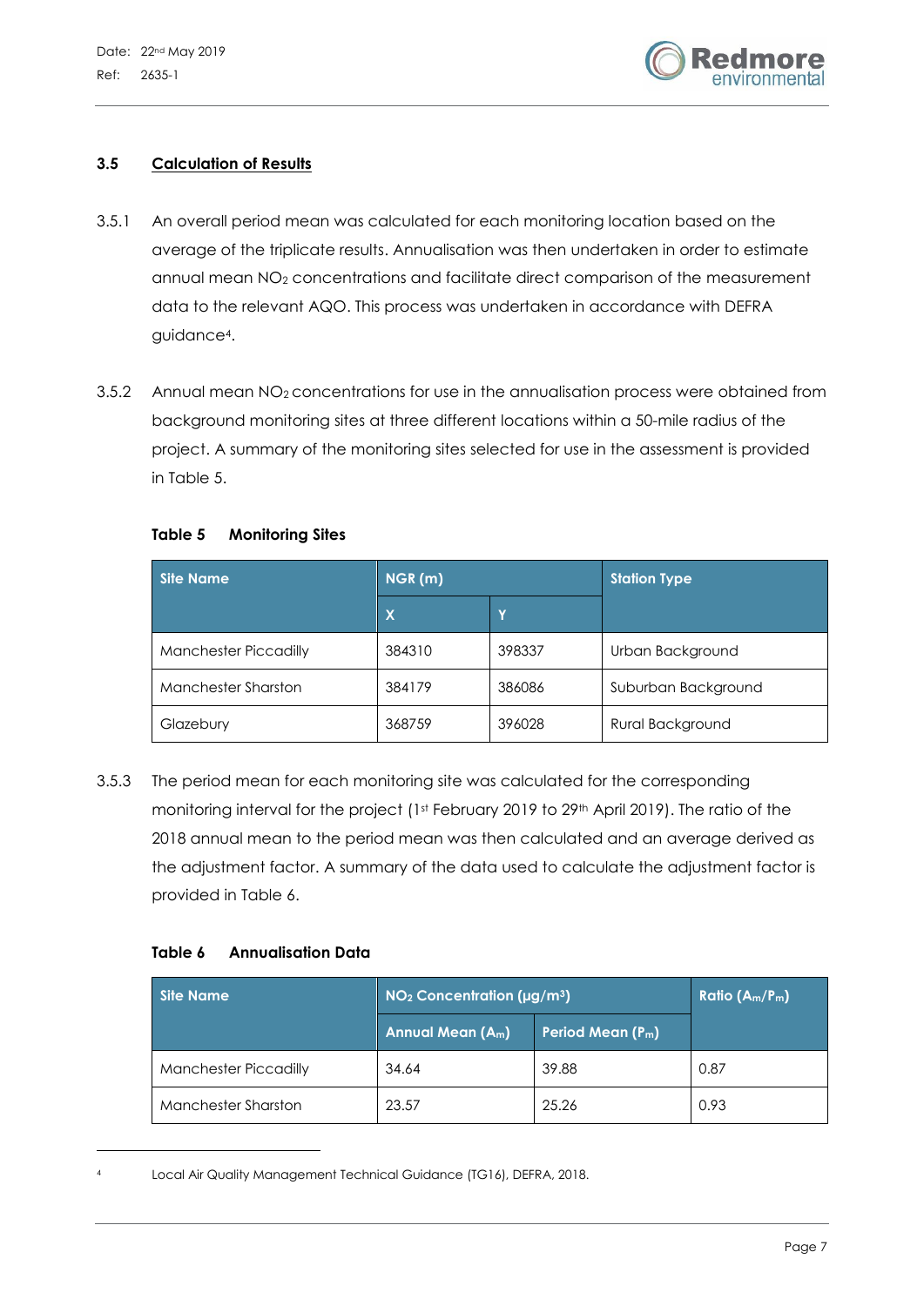### 3.5 Calculation of Results

3.5.1 An overall period mean was calculated for each monitoring location based on the average of the triplicate results. Annualisation was then undertaken in order to estimate annual mean $NO_2$ concentrations and facilitate direct comparison of the measurement data to the relevant AQO. This process was undertaken in accordance with DEFRA guidance[4].

3.5.2 Annual mean $NO_2$ concentrations for use in the annualisation process were obtained from background monitoring sites at three different locations within a 50-mile radius of the project. A summary of the monitoring sites selected for use in the assessment is provided in Table 5.

**Table 5 Monitoring Sites**

| Site Name | NGR (m) | | Station Type |
|---|---|---|---|
| | X | Y | |
| Manchester Piccadilly | 384310 | 398337 | Urban Background |
| Manchester Sharston | 384179 | 386086 | Suburban Background |
| Glazebury | 368759 | 396028 | Rural Background |

3.5.3 The period mean for each monitoring site was calculated for the corresponding monitoring interval for the project (1st February 2019 to 29th April 2019). The ratio of the 2018 annual mean to the period mean was then calculated and an average derived as the adjustment factor. A summary of the data used to calculate the adjustment factor is provided in Table 6.

**Table 6 Annualisation Data**

| Site Name | $NO_2$ Concentration (μg/m³) | | Ratio ($A_m$/$P_m$) |
|---|---|---|---|
| | Annual Mean ($A_m$) | Period Mean ($P_m$) | |
| Manchester Piccadilly | 34.64 | 39.88 | 0.87 |
| Manchester Sharston | 23.57 | 25.26 | 0.93 |

[4] Local Air Quality Management Technical Guidance (TG16), DEFRA, 2018.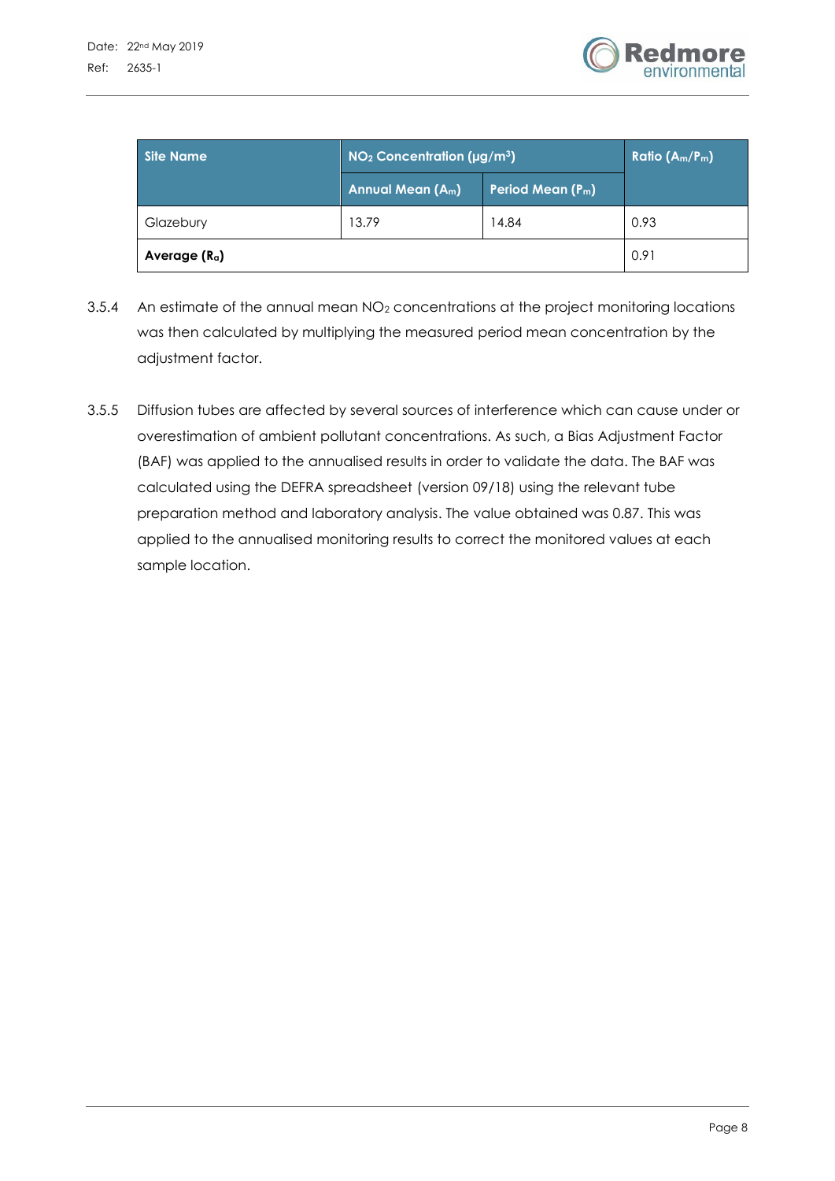| Site Name | $NO_2$ Concentration (µg/m$^3$) | | Ratio ($A_m/P_m$) |
|---|---|---|---|
| | Annual Mean ($A_m$) | Period Mean ($P_m$) | |
| Glazebury | 13.79 | 14.84 | 0.93 |
| **Average ($R_a$)** | | | 0.91 |

3.5.4 An estimate of the annual mean $NO_2$ concentrations at the project monitoring locations was then calculated by multiplying the measured period mean concentration by the adjustment factor.

3.5.5 Diffusion tubes are affected by several sources of interference which can cause under or overestimation of ambient pollutant concentrations. As such, a Bias Adjustment Factor (BAF) was applied to the annualised results in order to validate the data. The BAF was calculated using the DEFRA spreadsheet (version 09/18) using the relevant tube preparation method and laboratory analysis. The value obtained was 0.87. This was applied to the annualised monitoring results to correct the monitored values at each sample location.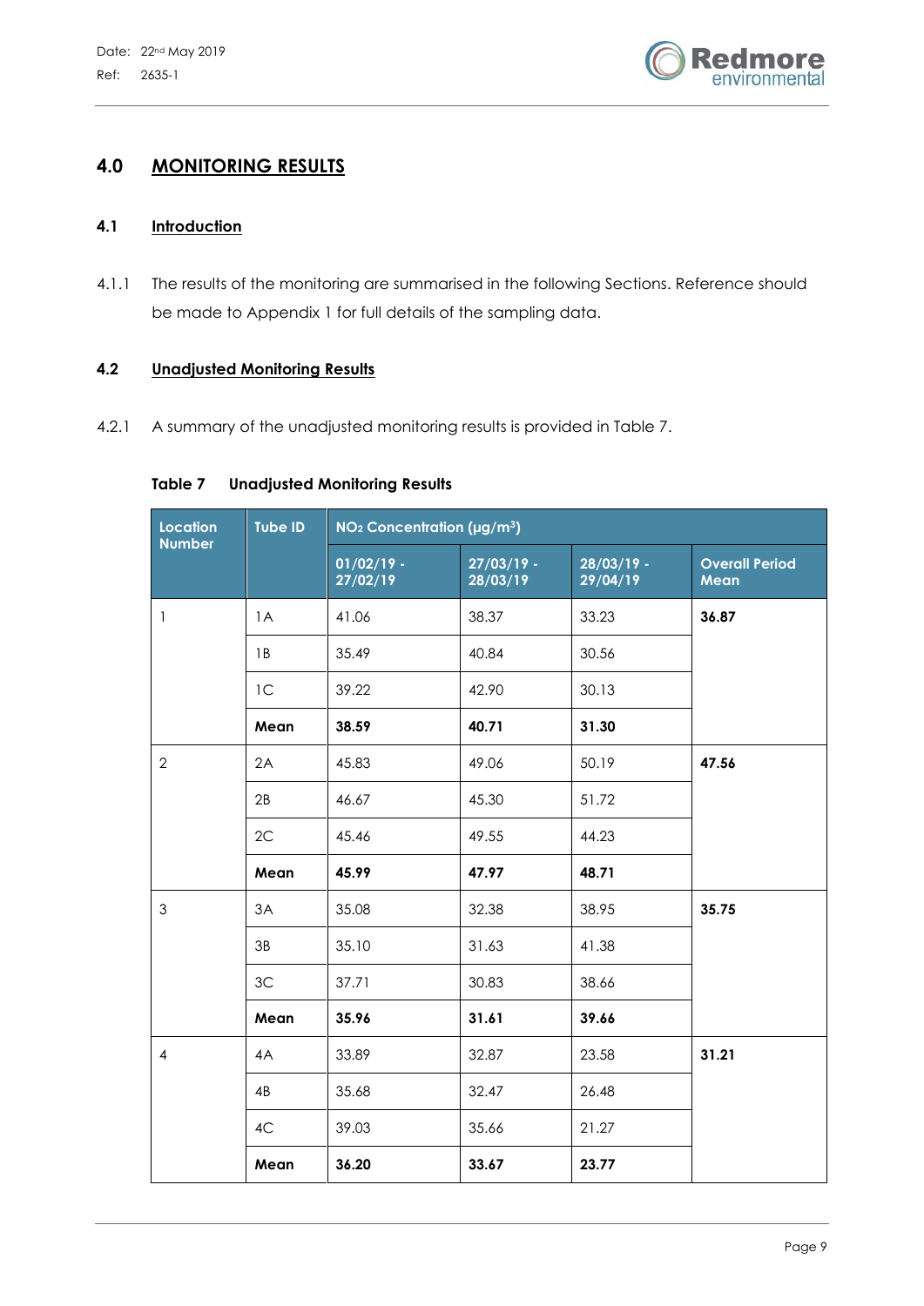# 4.0 MONITORING RESULTS

## 4.1 Introduction

4.1.1 The results of the monitoring are summarised in the following Sections. Reference should be made to Appendix 1 for full details of the sampling data.

## 4.2 Unadjusted Monitoring Results

4.2.1 A summary of the unadjusted monitoring results is provided in Table 7.

**Table 7 Unadjusted Monitoring Results**

| Location Number | Tube ID | $NO_2$ Concentration (µg/m$^3$) | | | |
|---|---|---|---|---|---|
| | | 01/02/19 - 27/02/19 | 27/03/19 - 28/03/19 | 28/03/19 - 29/04/19 | Overall Period Mean |
| 1 | 1A | 41.06 | 38.37 | 33.23 | **36.87** |
| | 1B | 35.49 | 40.84 | 30.56 | |
| | 1C | 39.22 | 42.90 | 30.13 | |
| | **Mean** | **38.59** | **40.71** | **31.30** | |
| 2 | 2A | 45.83 | 49.06 | 50.19 | **47.56** |
| | 2B | 46.67 | 45.30 | 51.72 | |
| | 2C | 45.46 | 49.55 | 44.23 | |
| | **Mean** | **45.99** | **47.97** | **48.71** | |
| 3 | 3A | 35.08 | 32.38 | 38.95 | **35.75** |
| | 3B | 35.10 | 31.63 | 41.38 | |
| | 3C | 37.71 | 30.83 | 38.66 | |
| | **Mean** | **35.96** | **31.61** | **39.66** | |
| 4 | 4A | 33.89 | 32.87 | 23.58 | **31.21** |
| | 4B | 35.68 | 32.47 | 26.48 | |
| | 4C | 39.03 | 35.66 | 21.27 | |
| | **Mean** | **36.20** | **33.67** | **23.77** | |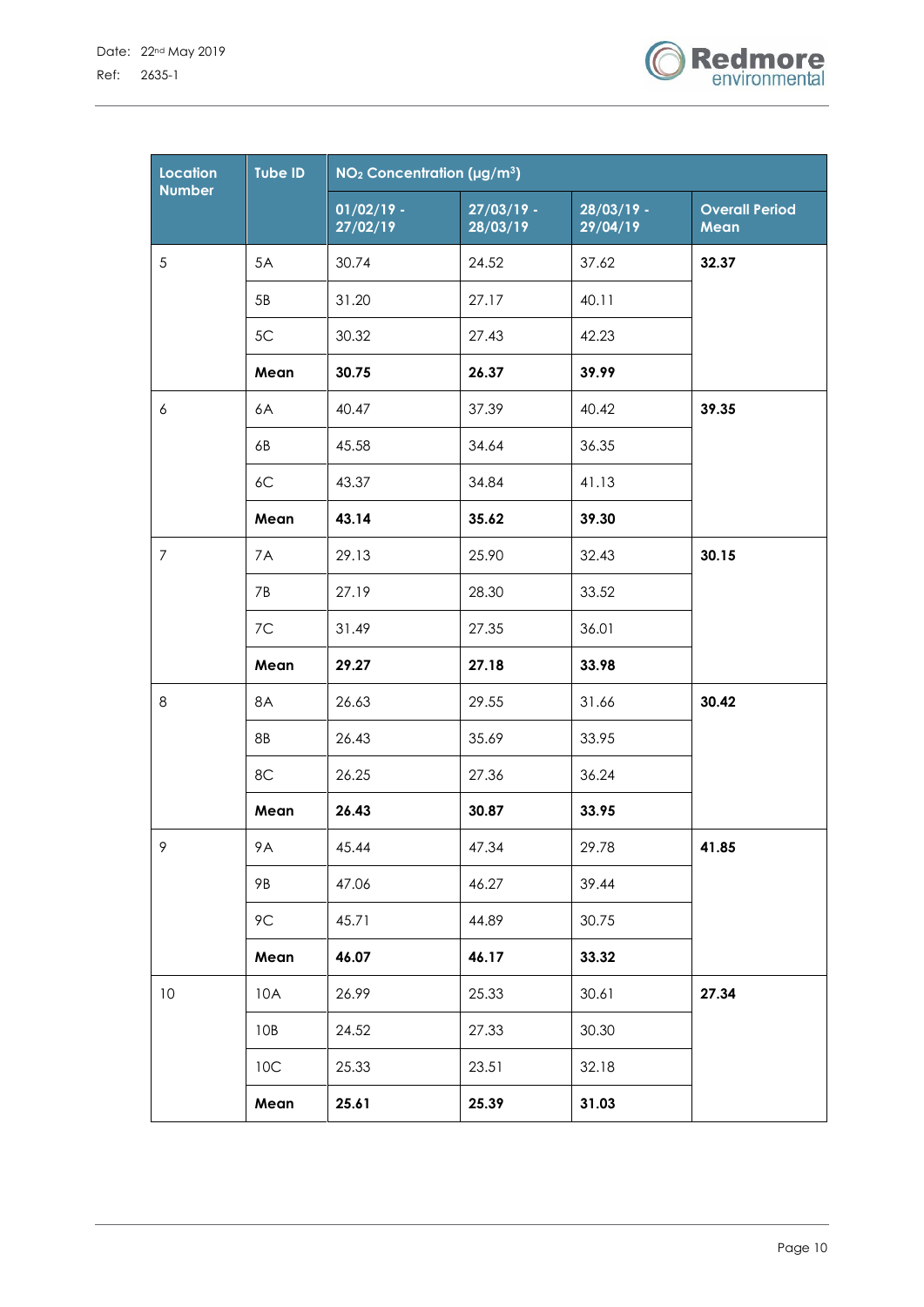| Location Number | Tube ID | $NO_2$ Concentration (µg/m³) | | | |
|---|---|---|---|---|---|
| | | 01/02/19 - 27/02/19 | 27/03/19 - 28/03/19 | 28/03/19 - 29/04/19 | Overall Period Mean |
| 5 | 5A | 30.74 | 24.52 | 37.62 | **32.37** |
| | 5B | 31.20 | 27.17 | 40.11 | |
| | 5C | 30.32 | 27.43 | 42.23 | |
| | **Mean** | **30.75** | **26.37** | **39.99** | |
| 6 | 6A | 40.47 | 37.39 | 40.42 | **39.35** |
| | 6B | 45.58 | 34.64 | 36.35 | |
| | 6C | 43.37 | 34.84 | 41.13 | |
| | **Mean** | **43.14** | **35.62** | **39.30** | |
| 7 | 7A | 29.13 | 25.90 | 32.43 | **30.15** |
| | 7B | 27.19 | 28.30 | 33.52 | |
| | 7C | 31.49 | 27.35 | 36.01 | |
| | **Mean** | **29.27** | **27.18** | **33.98** | |
| 8 | 8A | 26.63 | 29.55 | 31.66 | **30.42** |
| | 8B | 26.43 | 35.69 | 33.95 | |
| | 8C | 26.25 | 27.36 | 36.24 | |
| | **Mean** | **26.43** | **30.87** | **33.95** | |
| 9 | 9A | 45.44 | 47.34 | 29.78 | **41.85** |
| | 9B | 47.06 | 46.27 | 39.44 | |
| | 9C | 45.71 | 44.89 | 30.75 | |
| | **Mean** | **46.07** | **46.17** | **33.32** | |
| 10 | 10A | 26.99 | 25.33 | 30.61 | **27.34** |
| | 10B | 24.52 | 27.33 | 30.30 | |
| | 10C | 25.33 | 23.51 | 32.18 | |
| | **Mean** | **25.61** | **25.39** | **31.03** | |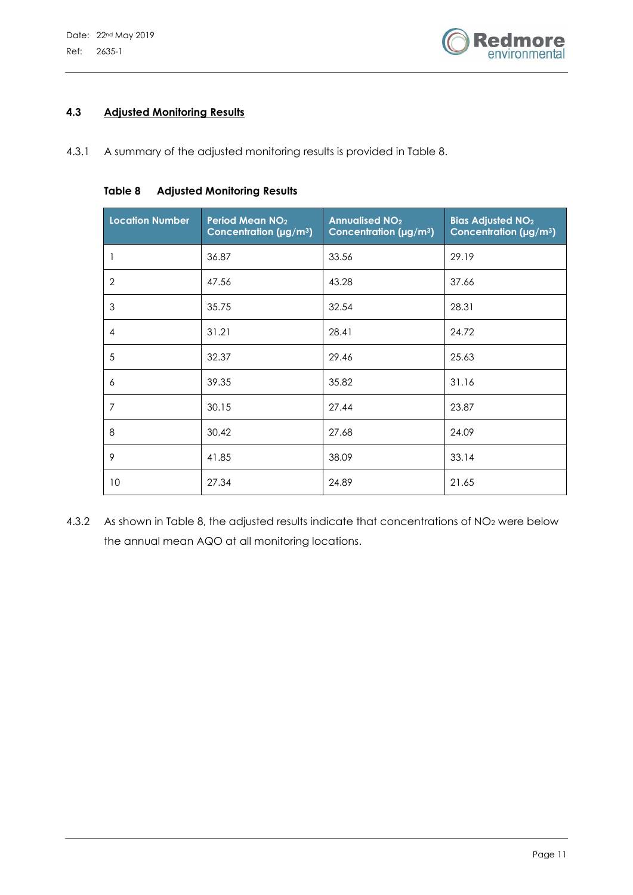### 4.3 Adjusted Monitoring Results

4.3.1 A summary of the adjusted monitoring results is provided in Table 8.

**Table 8 Adjusted Monitoring Results**

| Location Number | Period Mean $NO_2$ Concentration (μg/m³) | Annualised $NO_2$ Concentration (μg/m³) | Bias Adjusted $NO_2$ Concentration (μg/m³) |
|---|---|---|---|
| 1 | 36.87 | 33.56 | 29.19 |
| 2 | 47.56 | 43.28 | 37.66 |
| 3 | 35.75 | 32.54 | 28.31 |
| 4 | 31.21 | 28.41 | 24.72 |
| 5 | 32.37 | 29.46 | 25.63 |
| 6 | 39.35 | 35.82 | 31.16 |
| 7 | 30.15 | 27.44 | 23.87 |
| 8 | 30.42 | 27.68 | 24.09 |
| 9 | 41.85 | 38.09 | 33.14 |
| 10 | 27.34 | 24.89 | 21.65 |

4.3.2 As shown in Table 8, the adjusted results indicate that concentrations of $NO_2$ were below the annual mean AQO at all monitoring locations.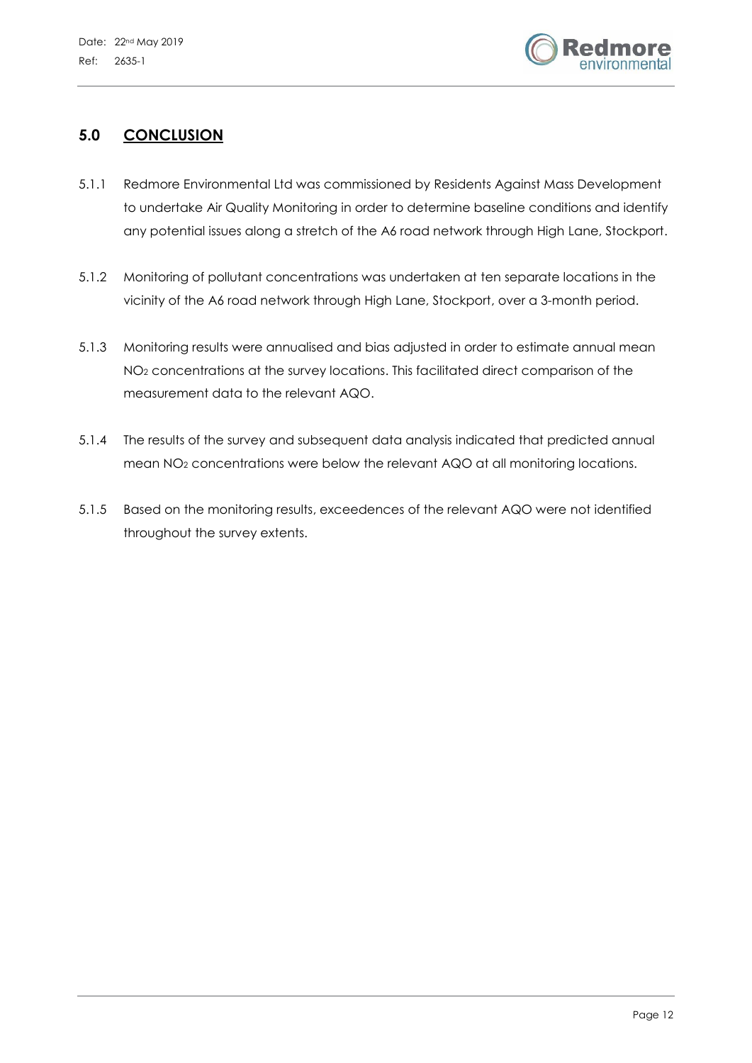## 5.0 CONCLUSION

5.1.1 Redmore Environmental Ltd was commissioned by Residents Against Mass Development to undertake Air Quality Monitoring in order to determine baseline conditions and identify any potential issues along a stretch of the A6 road network through High Lane, Stockport.

5.1.2 Monitoring of pollutant concentrations was undertaken at ten separate locations in the vicinity of the A6 road network through High Lane, Stockport, over a 3-month period.

5.1.3 Monitoring results were annualised and bias adjusted in order to estimate annual mean $NO_2$ concentrations at the survey locations. This facilitated direct comparison of the measurement data to the relevant AQO.

5.1.4 The results of the survey and subsequent data analysis indicated that predicted annual mean $NO_2$ concentrations were below the relevant AQO at all monitoring locations.

5.1.5 Based on the monitoring results, exceedences of the relevant AQO were not identified throughout the survey extents.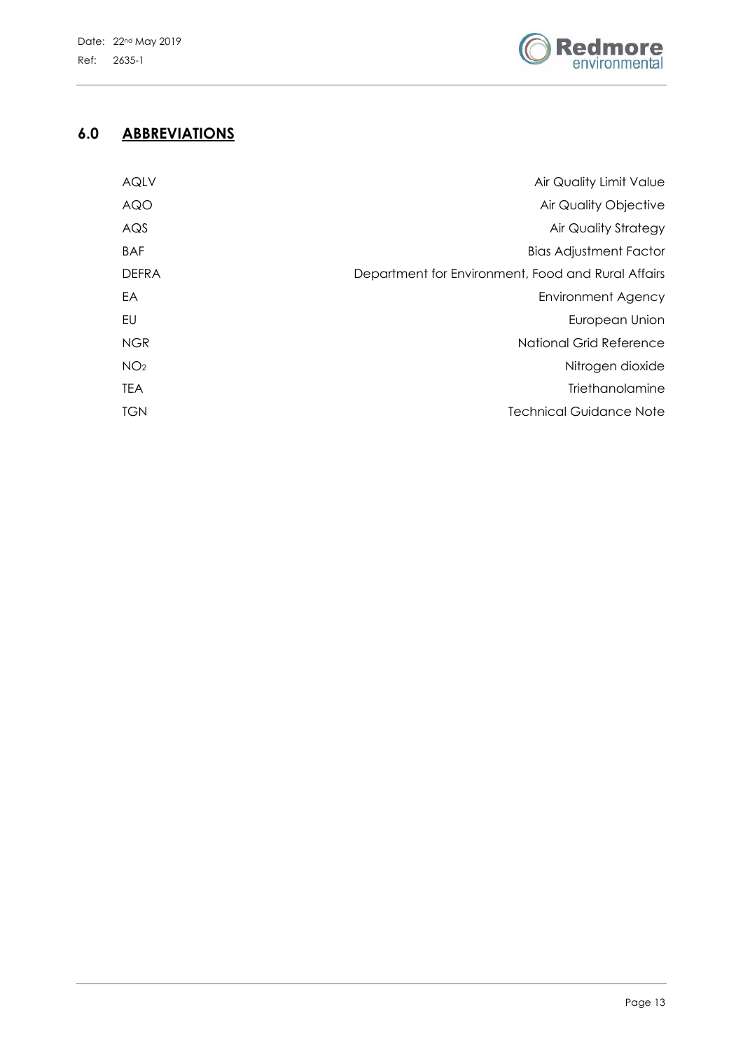## 6.0 ABBREVIATIONS

| | |
|---|---|
| AQLV | Air Quality Limit Value |
| AQO | Air Quality Objective |
| AQS | Air Quality Strategy |
| BAF | Bias Adjustment Factor |
| DEFRA | Department for Environment, Food and Rural Affairs |
| EA | Environment Agency |
| EU | European Union |
| NGR | National Grid Reference |
| $NO_2$ | Nitrogen dioxide |
| TEA | Triethanolamine |
| TGN | Technical Guidance Note |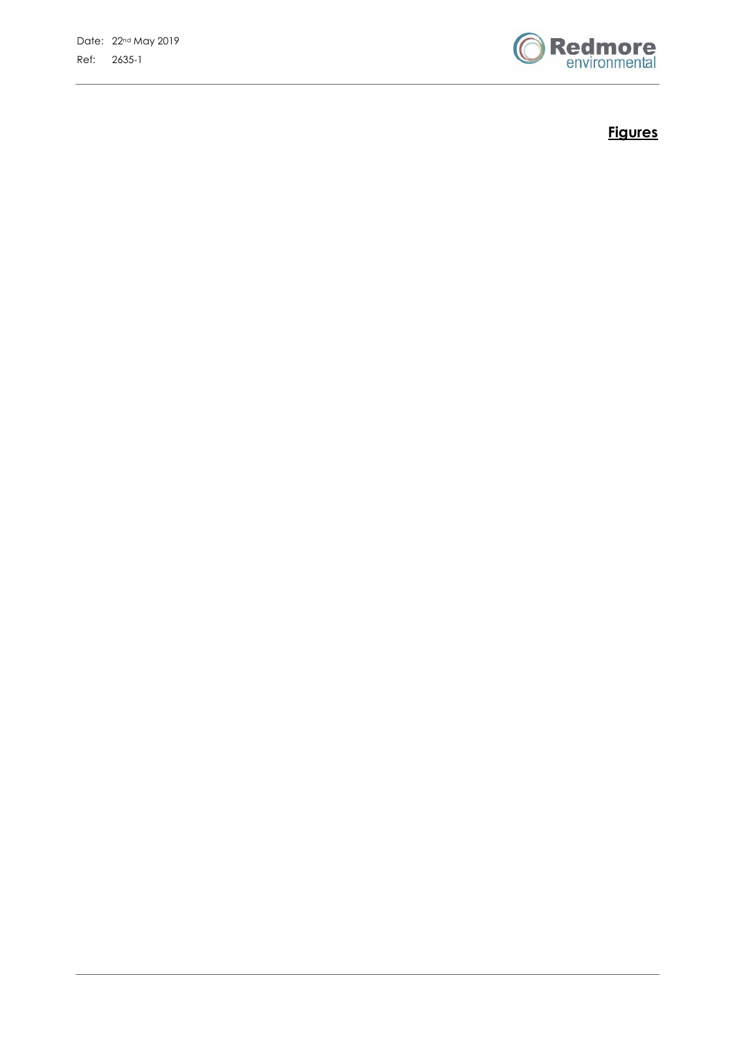## Figures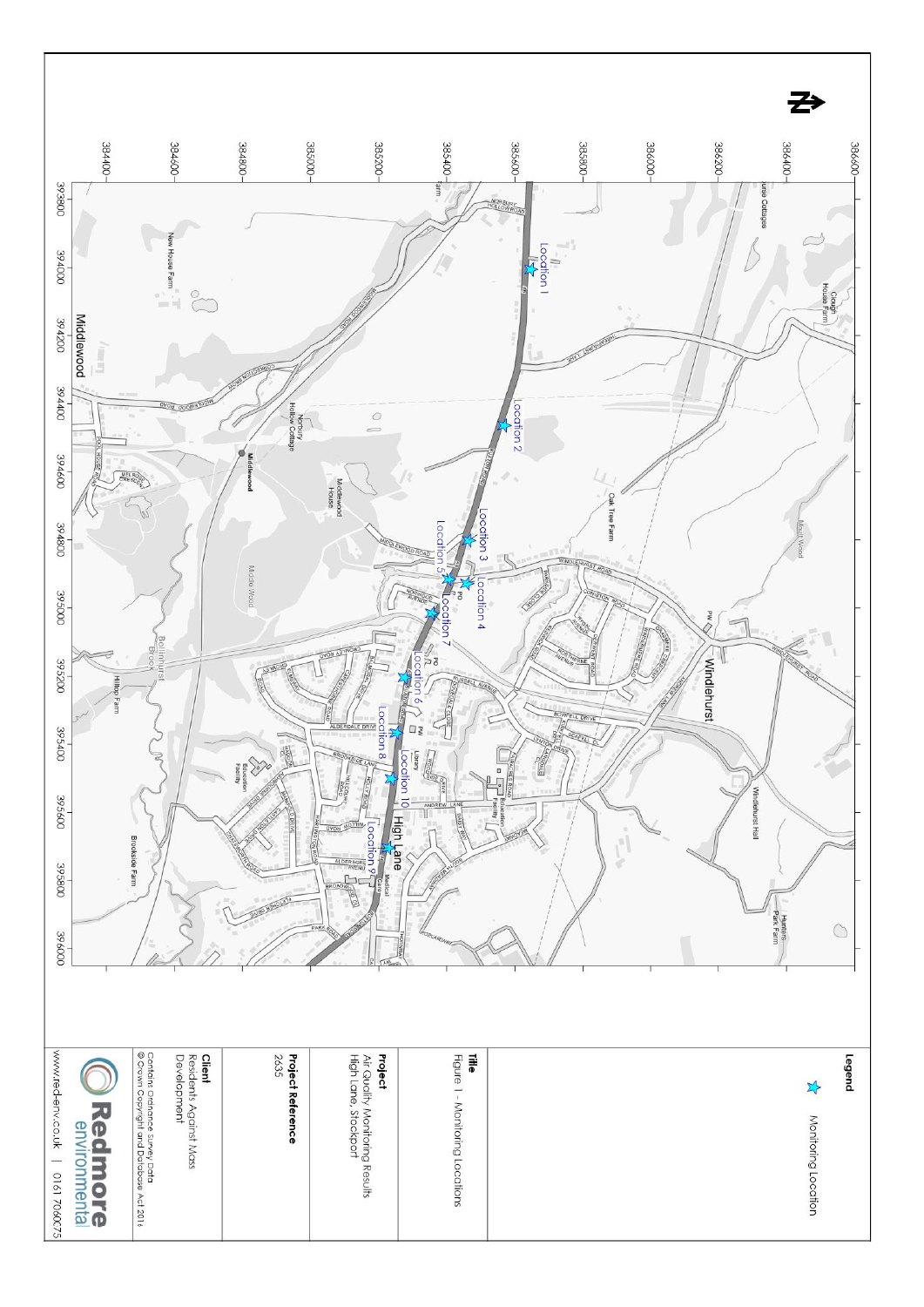**Legend**

Monitoring Location

**Title**
Figure 1 - Monitoring Locations

**Project**
Air Quality Monitoring Results
High Lane, Stockport

**Project Reference**
2635

**Client**
Residents Against Mass Development

Contains Ordnance Survey Data
© Crown Copyright and Database Act 2016

**Redmore environmental**

www.red-env.co.uk | 0161 7060075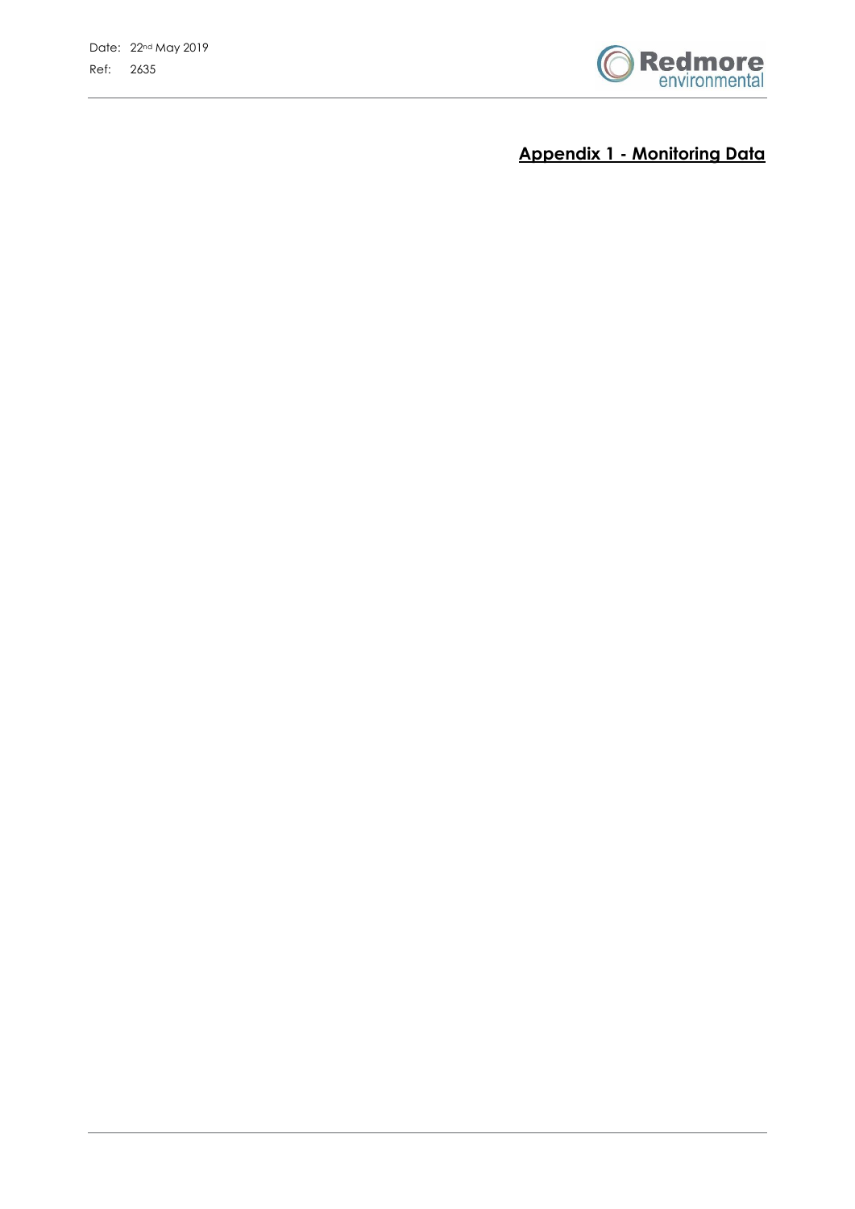## Appendix 1 - Monitoring Data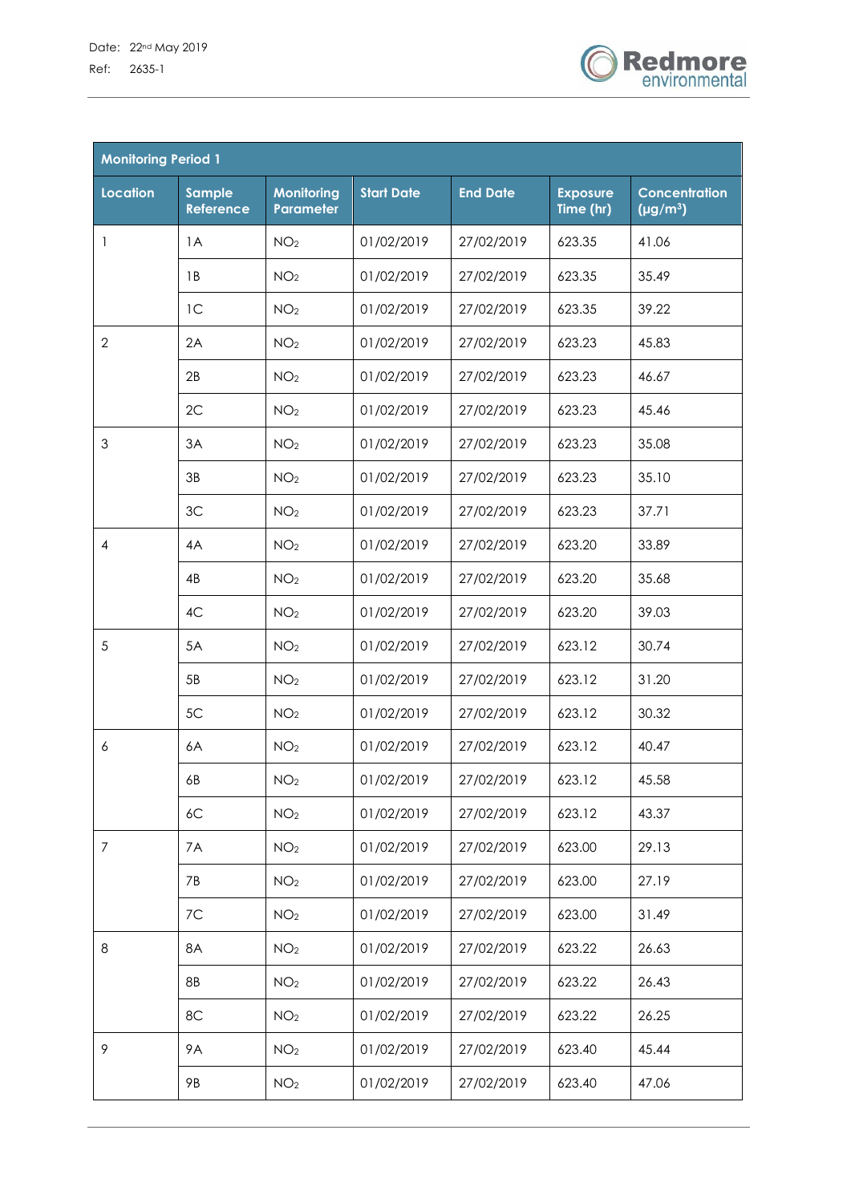| Monitoring Period 1 | | | | | | |
|---|---|---|---|---|---|---|
| Location | Sample Reference | Monitoring Parameter | Start Date | End Date | Exposure Time (hr) | Concentration (μg/m$^3$) |
| 1 | 1A | $NO_2$ | 01/02/2019 | 27/02/2019 | 623.35 | 41.06 |
| | 1B | $NO_2$ | 01/02/2019 | 27/02/2019 | 623.35 | 35.49 |
| | 1C | $NO_2$ | 01/02/2019 | 27/02/2019 | 623.35 | 39.22 |
| 2 | 2A | $NO_2$ | 01/02/2019 | 27/02/2019 | 623.23 | 45.83 |
| | 2B | $NO_2$ | 01/02/2019 | 27/02/2019 | 623.23 | 46.67 |
| | 2C | $NO_2$ | 01/02/2019 | 27/02/2019 | 623.23 | 45.46 |
| 3 | 3A | $NO_2$ | 01/02/2019 | 27/02/2019 | 623.23 | 35.08 |
| | 3B | $NO_2$ | 01/02/2019 | 27/02/2019 | 623.23 | 35.10 |
| | 3C | $NO_2$ | 01/02/2019 | 27/02/2019 | 623.23 | 37.71 |
| 4 | 4A | $NO_2$ | 01/02/2019 | 27/02/2019 | 623.20 | 33.89 |
| | 4B | $NO_2$ | 01/02/2019 | 27/02/2019 | 623.20 | 35.68 |
| | 4C | $NO_2$ | 01/02/2019 | 27/02/2019 | 623.20 | 39.03 |
| 5 | 5A | $NO_2$ | 01/02/2019 | 27/02/2019 | 623.12 | 30.74 |
| | 5B | $NO_2$ | 01/02/2019 | 27/02/2019 | 623.12 | 31.20 |
| | 5C | $NO_2$ | 01/02/2019 | 27/02/2019 | 623.12 | 30.32 |
| 6 | 6A | $NO_2$ | 01/02/2019 | 27/02/2019 | 623.12 | 40.47 |
| | 6B | $NO_2$ | 01/02/2019 | 27/02/2019 | 623.12 | 45.58 |
| | 6C | $NO_2$ | 01/02/2019 | 27/02/2019 | 623.12 | 43.37 |
| 7 | 7A | $NO_2$ | 01/02/2019 | 27/02/2019 | 623.00 | 29.13 |
| | 7B | $NO_2$ | 01/02/2019 | 27/02/2019 | 623.00 | 27.19 |
| | 7C | $NO_2$ | 01/02/2019 | 27/02/2019 | 623.00 | 31.49 |
| 8 | 8A | $NO_2$ | 01/02/2019 | 27/02/2019 | 623.22 | 26.63 |
| | 8B | $NO_2$ | 01/02/2019 | 27/02/2019 | 623.22 | 26.43 |
| | 8C | $NO_2$ | 01/02/2019 | 27/02/2019 | 623.22 | 26.25 |
| 9 | 9A | $NO_2$ | 01/02/2019 | 27/02/2019 | 623.40 | 45.44 |
| | 9B | $NO_2$ | 01/02/2019 | 27/02/2019 | 623.40 | 47.06 |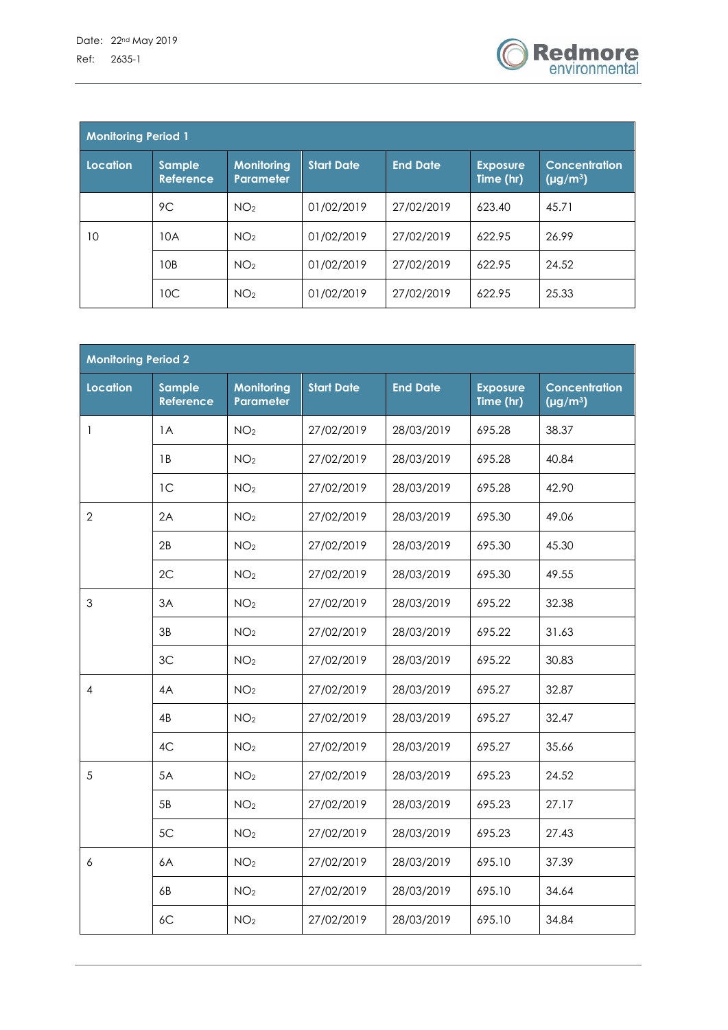| Monitoring Period 1 | | | | | | |
|---|---|---|---|---|---|---|
| Location | Sample Reference | Monitoring Parameter | Start Date | End Date | Exposure Time (hr) | Concentration (μg/m³) |
| | 9C | $NO_2$ | 01/02/2019 | 27/02/2019 | 623.40 | 45.71 |
| 10 | 10A | $NO_2$ | 01/02/2019 | 27/02/2019 | 622.95 | 26.99 |
| | 10B | $NO_2$ | 01/02/2019 | 27/02/2019 | 622.95 | 24.52 |
| | 10C | $NO_2$ | 01/02/2019 | 27/02/2019 | 622.95 | 25.33 |

| Monitoring Period 2 | | | | | | |
|---|---|---|---|---|---|---|
| Location | Sample Reference | Monitoring Parameter | Start Date | End Date | Exposure Time (hr) | Concentration (μg/m³) |
| 1 | 1A | $NO_2$ | 27/02/2019 | 28/03/2019 | 695.28 | 38.37 |
| | 1B | $NO_2$ | 27/02/2019 | 28/03/2019 | 695.28 | 40.84 |
| | 1C | $NO_2$ | 27/02/2019 | 28/03/2019 | 695.28 | 42.90 |
| 2 | 2A | $NO_2$ | 27/02/2019 | 28/03/2019 | 695.30 | 49.06 |
| | 2B | $NO_2$ | 27/02/2019 | 28/03/2019 | 695.30 | 45.30 |
| | 2C | $NO_2$ | 27/02/2019 | 28/03/2019 | 695.30 | 49.55 |
| 3 | 3A | $NO_2$ | 27/02/2019 | 28/03/2019 | 695.22 | 32.38 |
| | 3B | $NO_2$ | 27/02/2019 | 28/03/2019 | 695.22 | 31.63 |
| | 3C | $NO_2$ | 27/02/2019 | 28/03/2019 | 695.22 | 30.83 |
| 4 | 4A | $NO_2$ | 27/02/2019 | 28/03/2019 | 695.27 | 32.87 |
| | 4B | $NO_2$ | 27/02/2019 | 28/03/2019 | 695.27 | 32.47 |
| | 4C | $NO_2$ | 27/02/2019 | 28/03/2019 | 695.27 | 35.66 |
| 5 | 5A | $NO_2$ | 27/02/2019 | 28/03/2019 | 695.23 | 24.52 |
| | 5B | $NO_2$ | 27/02/2019 | 28/03/2019 | 695.23 | 27.17 |
| | 5C | $NO_2$ | 27/02/2019 | 28/03/2019 | 695.23 | 27.43 |
| 6 | 6A | $NO_2$ | 27/02/2019 | 28/03/2019 | 695.10 | 37.39 |
| | 6B | $NO_2$ | 27/02/2019 | 28/03/2019 | 695.10 | 34.64 |
| | 6C | $NO_2$ | 27/02/2019 | 28/03/2019 | 695.10 | 34.84 |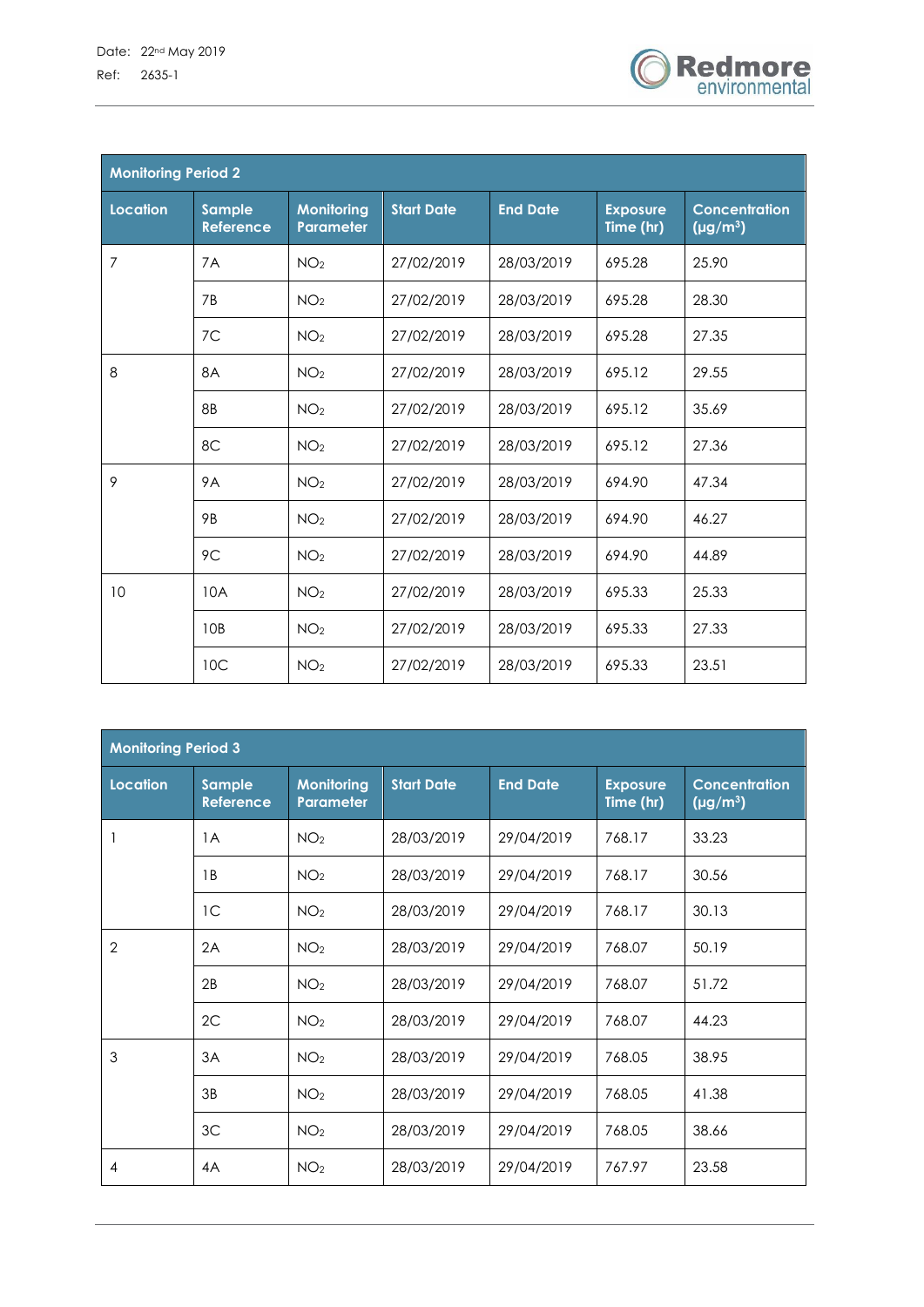| Monitoring Period 2 | | | | | | |
|---|---|---|---|---|---|---|
| Location | Sample Reference | Monitoring Parameter | Start Date | End Date | Exposure Time (hr) | Concentration (μg/m³) |
| 7 | 7A | $NO_2$ | 27/02/2019 | 28/03/2019 | 695.28 | 25.90 |
| | 7B | $NO_2$ | 27/02/2019 | 28/03/2019 | 695.28 | 28.30 |
| | 7C | $NO_2$ | 27/02/2019 | 28/03/2019 | 695.28 | 27.35 |
| 8 | 8A | $NO_2$ | 27/02/2019 | 28/03/2019 | 695.12 | 29.55 |
| | 8B | $NO_2$ | 27/02/2019 | 28/03/2019 | 695.12 | 35.69 |
| | 8C | $NO_2$ | 27/02/2019 | 28/03/2019 | 695.12 | 27.36 |
| 9 | 9A | $NO_2$ | 27/02/2019 | 28/03/2019 | 694.90 | 47.34 |
| | 9B | $NO_2$ | 27/02/2019 | 28/03/2019 | 694.90 | 46.27 |
| | 9C | $NO_2$ | 27/02/2019 | 28/03/2019 | 694.90 | 44.89 |
| 10 | 10A | $NO_2$ | 27/02/2019 | 28/03/2019 | 695.33 | 25.33 |
| | 10B | $NO_2$ | 27/02/2019 | 28/03/2019 | 695.33 | 27.33 |
| | 10C | $NO_2$ | 27/02/2019 | 28/03/2019 | 695.33 | 23.51 |

| Monitoring Period 3 | | | | | | |
|---|---|---|---|---|---|---|
| Location | Sample Reference | Monitoring Parameter | Start Date | End Date | Exposure Time (hr) | Concentration (μg/m³) |
| 1 | 1A | $NO_2$ | 28/03/2019 | 29/04/2019 | 768.17 | 33.23 |
| | 1B | $NO_2$ | 28/03/2019 | 29/04/2019 | 768.17 | 30.56 |
| | 1C | $NO_2$ | 28/03/2019 | 29/04/2019 | 768.17 | 30.13 |
| 2 | 2A | $NO_2$ | 28/03/2019 | 29/04/2019 | 768.07 | 50.19 |
| | 2B | $NO_2$ | 28/03/2019 | 29/04/2019 | 768.07 | 51.72 |
| | 2C | $NO_2$ | 28/03/2019 | 29/04/2019 | 768.07 | 44.23 |
| 3 | 3A | $NO_2$ | 28/03/2019 | 29/04/2019 | 768.05 | 38.95 |
| | 3B | $NO_2$ | 28/03/2019 | 29/04/2019 | 768.05 | 41.38 |
| | 3C | $NO_2$ | 28/03/2019 | 29/04/2019 | 768.05 | 38.66 |
| 4 | 4A | $NO_2$ | 28/03/2019 | 29/04/2019 | 767.97 | 23.58 |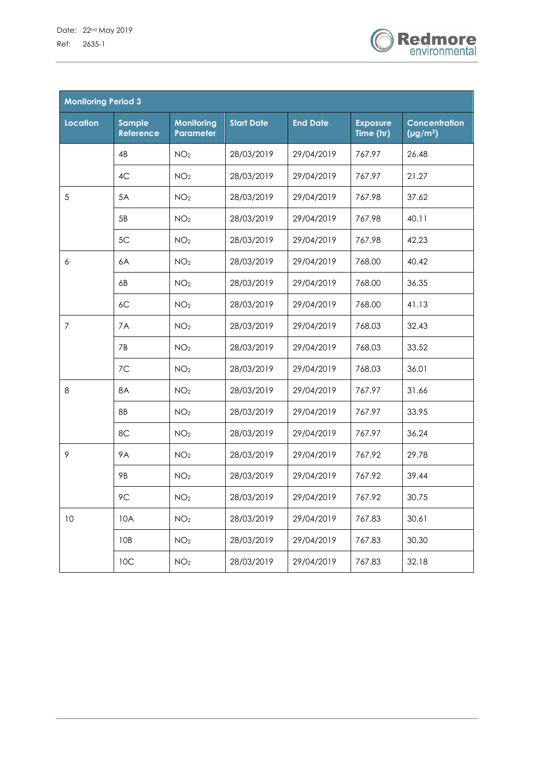| Monitoring Period 3 | | | | | | |
|---|---|---|---|---|---|---|
| Location | Sample Reference | Monitoring Parameter | Start Date | End Date | Exposure Time (hr) | Concentration ($\mu g/m^3$) |
| | 4B | $NO_2$ | 28/03/2019 | 29/04/2019 | 767.97 | 26.48 |
| | 4C | $NO_2$ | 28/03/2019 | 29/04/2019 | 767.97 | 21.27 |
| 5 | 5A | $NO_2$ | 28/03/2019 | 29/04/2019 | 767.98 | 37.62 |
| | 5B | $NO_2$ | 28/03/2019 | 29/04/2019 | 767.98 | 40.11 |
| | 5C | $NO_2$ | 28/03/2019 | 29/04/2019 | 767.98 | 42.23 |
| 6 | 6A | $NO_2$ | 28/03/2019 | 29/04/2019 | 768.00 | 40.42 |
| | 6B | $NO_2$ | 28/03/2019 | 29/04/2019 | 768.00 | 36.35 |
| | 6C | $NO_2$ | 28/03/2019 | 29/04/2019 | 768.00 | 41.13 |
| 7 | 7A | $NO_2$ | 28/03/2019 | 29/04/2019 | 768.03 | 32.43 |
| | 7B | $NO_2$ | 28/03/2019 | 29/04/2019 | 768.03 | 33.52 |
| | 7C | $NO_2$ | 28/03/2019 | 29/04/2019 | 768.03 | 36.01 |
| 8 | 8A | $NO_2$ | 28/03/2019 | 29/04/2019 | 767.97 | 31.66 |
| | 8B | $NO_2$ | 28/03/2019 | 29/04/2019 | 767.97 | 33.95 |
| | 8C | $NO_2$ | 28/03/2019 | 29/04/2019 | 767.97 | 36.24 |
| 9 | 9A | $NO_2$ | 28/03/2019 | 29/04/2019 | 767.92 | 29.78 |
| | 9B | $NO_2$ | 28/03/2019 | 29/04/2019 | 767.92 | 39.44 |
| | 9C | $NO_2$ | 28/03/2019 | 29/04/2019 | 767.92 | 30.75 |
| 10 | 10A | $NO_2$ | 28/03/2019 | 29/04/2019 | 767.83 | 30.61 |
| | 10B | $NO_2$ | 28/03/2019 | 29/04/2019 | 767.83 | 30.30 |
| | 10C | $NO_2$ | 28/03/2019 | 29/04/2019 | 767.83 | 32.18 |